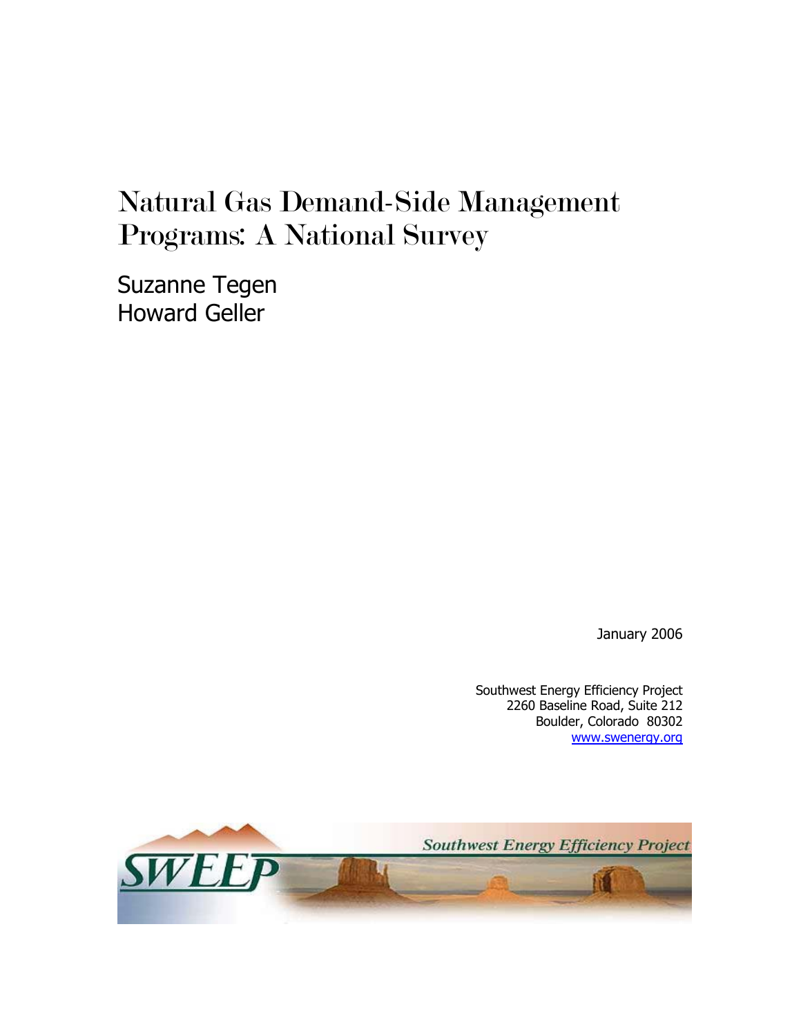# Natural Gas Demand-Side Management Programs: A National Survey

Suzanne Tegen
Howard Geller

January 2006

Southwest Energy Efficiency Project
2260 Baseline Road, Suite 212
Boulder, Colorado 80302
www.swenergy.org

SWEEP
Southwest Energy Efficiency Project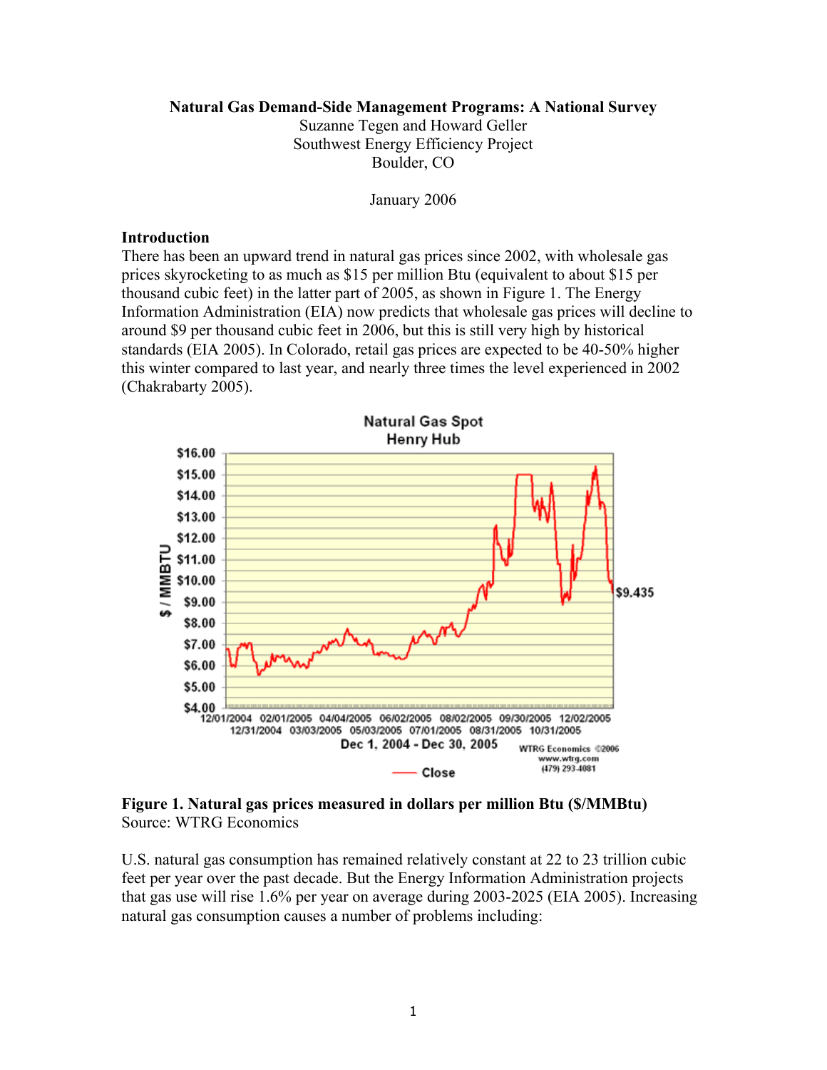**Natural Gas Demand-Side Management Programs: A National Survey**

Suzanne Tegen and Howard Geller
Southwest Energy Efficiency Project
Boulder, CO

January 2006

## Introduction

There has been an upward trend in natural gas prices since 2002, with wholesale gas prices skyrocketing to as much as $15 per million Btu (equivalent to about $15 per thousand cubic feet) in the latter part of 2005, as shown in Figure 1. The Energy Information Administration (EIA) now predicts that wholesale gas prices will decline to around $9 per thousand cubic feet in 2006, but this is still very high by historical standards (EIA 2005). In Colorado, retail gas prices are expected to be 40-50% higher this winter compared to last year, and nearly three times the level experienced in 2002 (Chakrabarty 2005).

**Figure 1. Natural gas prices measured in dollars per million Btu ($/MMBtu)**
Source: WTRG Economics

U.S. natural gas consumption has remained relatively constant at 22 to 23 trillion cubic feet per year over the past decade. But the Energy Information Administration projects that gas use will rise 1.6% per year on average during 2003-2025 (EIA 2005). Increasing natural gas consumption causes a number of problems including: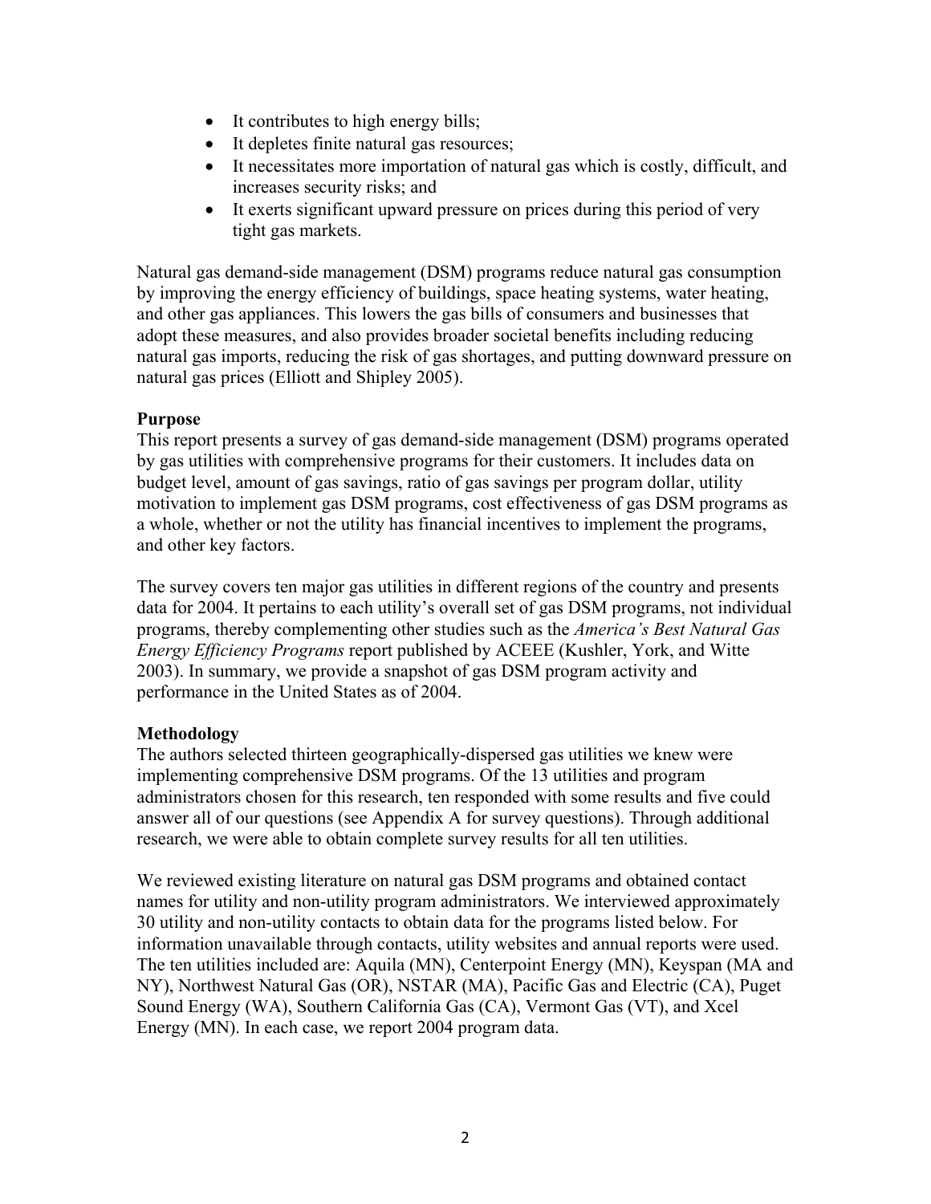- It contributes to high energy bills;
- It depletes finite natural gas resources;
- It necessitates more importation of natural gas which is costly, difficult, and increases security risks; and
- It exerts significant upward pressure on prices during this period of very tight gas markets.

Natural gas demand-side management (DSM) programs reduce natural gas consumption by improving the energy efficiency of buildings, space heating systems, water heating, and other gas appliances. This lowers the gas bills of consumers and businesses that adopt these measures, and also provides broader societal benefits including reducing natural gas imports, reducing the risk of gas shortages, and putting downward pressure on natural gas prices (Elliott and Shipley 2005).

**Purpose**

This report presents a survey of gas demand-side management (DSM) programs operated by gas utilities with comprehensive programs for their customers. It includes data on budget level, amount of gas savings, ratio of gas savings per program dollar, utility motivation to implement gas DSM programs, cost effectiveness of gas DSM programs as a whole, whether or not the utility has financial incentives to implement the programs, and other key factors.

The survey covers ten major gas utilities in different regions of the country and presents data for 2004. It pertains to each utility's overall set of gas DSM programs, not individual programs, thereby complementing other studies such as the *America's Best Natural Gas Energy Efficiency Programs* report published by ACEEE (Kushler, York, and Witte 2003). In summary, we provide a snapshot of gas DSM program activity and performance in the United States as of 2004.

**Methodology**

The authors selected thirteen geographically-dispersed gas utilities we knew were implementing comprehensive DSM programs. Of the 13 utilities and program administrators chosen for this research, ten responded with some results and five could answer all of our questions (see Appendix A for survey questions). Through additional research, we were able to obtain complete survey results for all ten utilities.

We reviewed existing literature on natural gas DSM programs and obtained contact names for utility and non-utility program administrators. We interviewed approximately 30 utility and non-utility contacts to obtain data for the programs listed below. For information unavailable through contacts, utility websites and annual reports were used. The ten utilities included are: Aquila (MN), Centerpoint Energy (MN), Keyspan (MA and NY), Northwest Natural Gas (OR), NSTAR (MA), Pacific Gas and Electric (CA), Puget Sound Energy (WA), Southern California Gas (CA), Vermont Gas (VT), and Xcel Energy (MN). In each case, we report 2004 program data.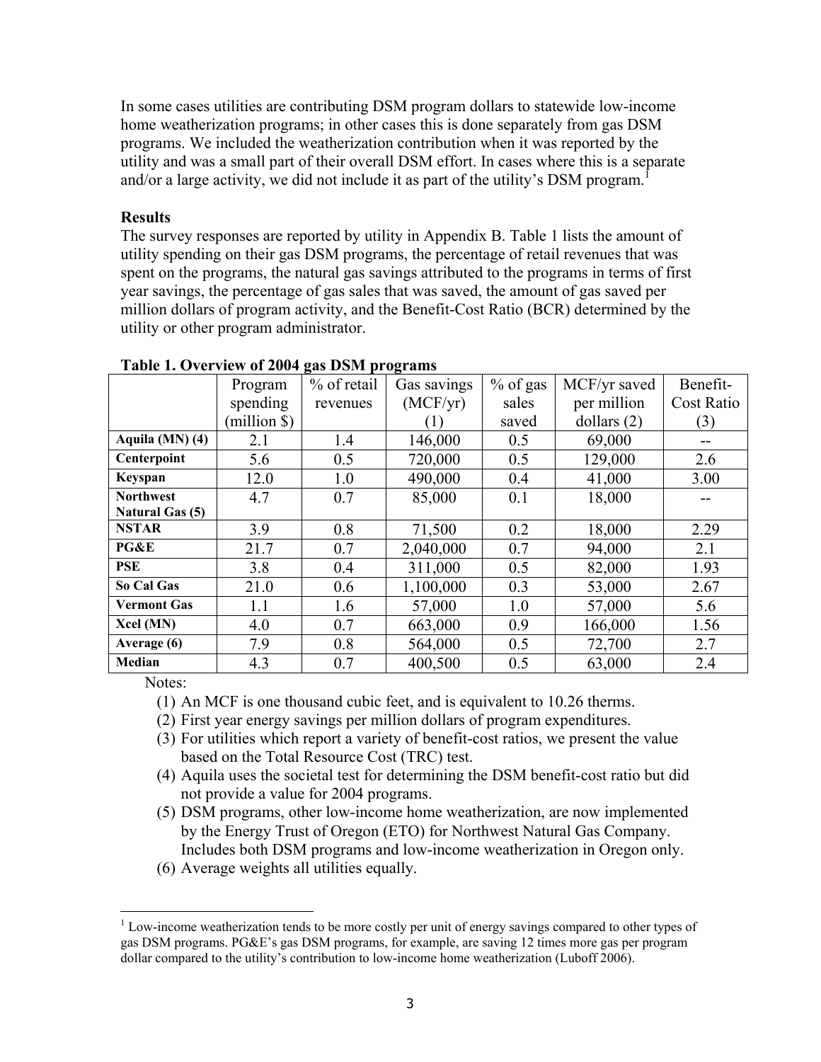In some cases utilities are contributing DSM program dollars to statewide low-income home weatherization programs; in other cases this is done separately from gas DSM programs. We included the weatherization contribution when it was reported by the utility and was a small part of their overall DSM effort. In cases where this is a separate and/or a large activity, we did not include it as part of the utility's DSM program.[1]

**Results**

The survey responses are reported by utility in Appendix B. Table 1 lists the amount of utility spending on their gas DSM programs, the percentage of retail revenues that was spent on the programs, the natural gas savings attributed to the programs in terms of first year savings, the percentage of gas sales that was saved, the amount of gas saved per million dollars of program activity, and the Benefit-Cost Ratio (BCR) determined by the utility or other program administrator.

**Table 1. Overview of 2004 gas DSM programs**

| | Program spending (million $) | % of retail revenues | Gas savings (MCF/yr) (1) | % of gas sales saved | MCF/yr saved per million dollars (2) | Benefit-Cost Ratio (3) |
|---|---|---|---|---|---|---|
| **Aquila (MN) (4)** | 2.1 | 1.4 | 146,000 | 0.5 | 69,000 | -- |
| **Centerpoint** | 5.6 | 0.5 | 720,000 | 0.5 | 129,000 | 2.6 |
| **Keyspan** | 12.0 | 1.0 | 490,000 | 0.4 | 41,000 | 3.00 |
| **Northwest Natural Gas (5)** | 4.7 | 0.7 | 85,000 | 0.1 | 18,000 | -- |
| **NSTAR** | 3.9 | 0.8 | 71,500 | 0.2 | 18,000 | 2.29 |
| **PG&E** | 21.7 | 0.7 | 2,040,000 | 0.7 | 94,000 | 2.1 |
| **PSE** | 3.8 | 0.4 | 311,000 | 0.5 | 82,000 | 1.93 |
| **So Cal Gas** | 21.0 | 0.6 | 1,100,000 | 0.3 | 53,000 | 2.67 |
| **Vermont Gas** | 1.1 | 1.6 | 57,000 | 1.0 | 57,000 | 5.6 |
| **Xcel (MN)** | 4.0 | 0.7 | 663,000 | 0.9 | 166,000 | 1.56 |
| **Average (6)** | 7.9 | 0.8 | 564,000 | 0.5 | 72,700 | 2.7 |
| **Median** | 4.3 | 0.7 | 400,500 | 0.5 | 63,000 | 2.4 |

Notes:

1. An MCF is one thousand cubic feet, and is equivalent to 10.26 therms.
2. First year energy savings per million dollars of program expenditures.
3. For utilities which report a variety of benefit-cost ratios, we present the value based on the Total Resource Cost (TRC) test.
4. Aquila uses the societal test for determining the DSM benefit-cost ratio but did not provide a value for 2004 programs.
5. DSM programs, other low-income home weatherization, are now implemented by the Energy Trust of Oregon (ETO) for Northwest Natural Gas Company. Includes both DSM programs and low-income weatherization in Oregon only.
6. Average weights all utilities equally.

[1] Low-income weatherization tends to be more costly per unit of energy savings compared to other types of gas DSM programs. PG&E's gas DSM programs, for example, are saving 12 times more gas per program dollar compared to the utility's contribution to low-income home weatherization (Luboff 2006).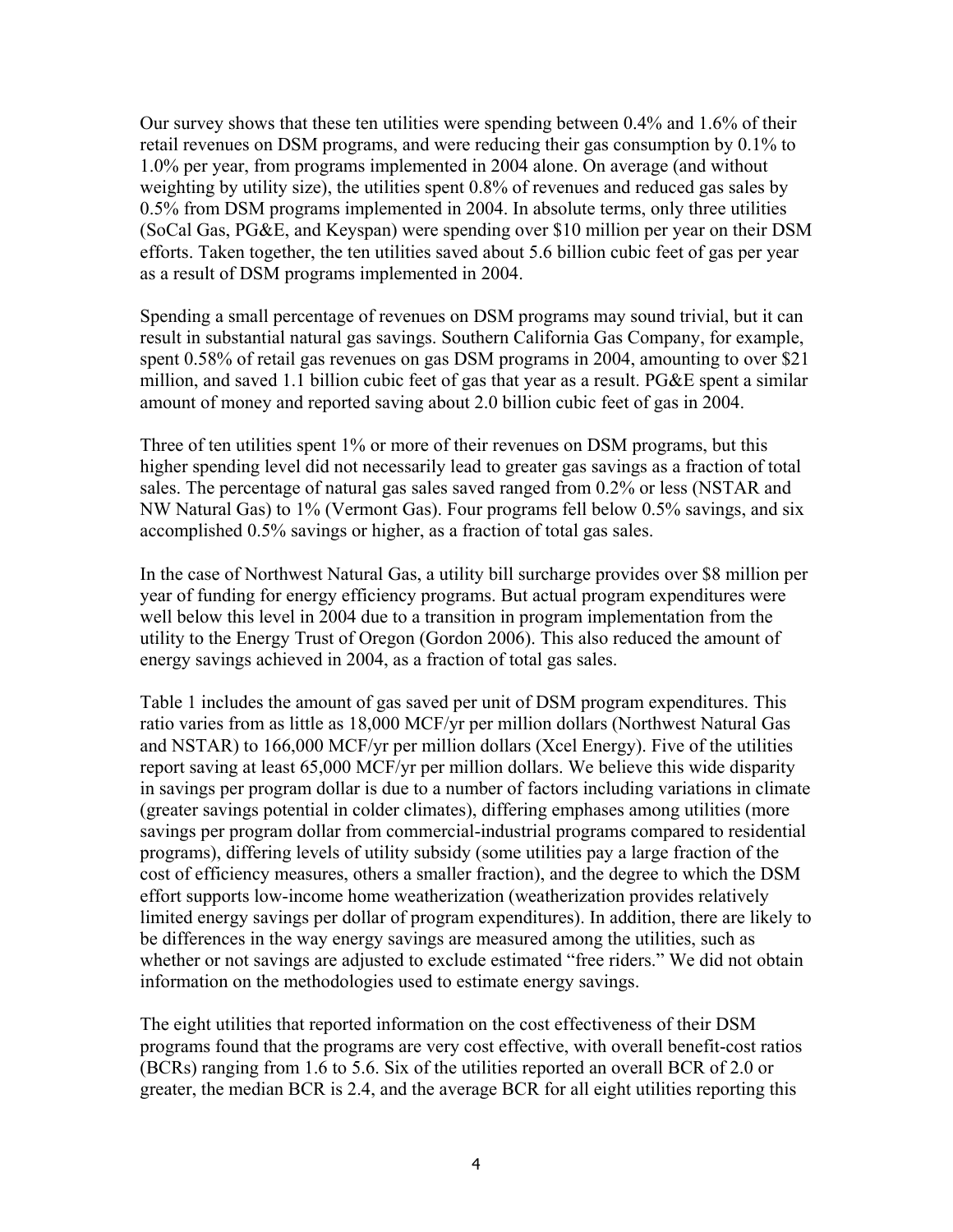Our survey shows that these ten utilities were spending between 0.4% and 1.6% of their retail revenues on DSM programs, and were reducing their gas consumption by 0.1% to 1.0% per year, from programs implemented in 2004 alone. On average (and without weighting by utility size), the utilities spent 0.8% of revenues and reduced gas sales by 0.5% from DSM programs implemented in 2004. In absolute terms, only three utilities (SoCal Gas, PG&E, and Keyspan) were spending over $10 million per year on their DSM efforts. Taken together, the ten utilities saved about 5.6 billion cubic feet of gas per year as a result of DSM programs implemented in 2004.

Spending a small percentage of revenues on DSM programs may sound trivial, but it can result in substantial natural gas savings. Southern California Gas Company, for example, spent 0.58% of retail gas revenues on gas DSM programs in 2004, amounting to over $21 million, and saved 1.1 billion cubic feet of gas that year as a result. PG&E spent a similar amount of money and reported saving about 2.0 billion cubic feet of gas in 2004.

Three of ten utilities spent 1% or more of their revenues on DSM programs, but this higher spending level did not necessarily lead to greater gas savings as a fraction of total sales. The percentage of natural gas sales saved ranged from 0.2% or less (NSTAR and NW Natural Gas) to 1% (Vermont Gas). Four programs fell below 0.5% savings, and six accomplished 0.5% savings or higher, as a fraction of total gas sales.

In the case of Northwest Natural Gas, a utility bill surcharge provides over $8 million per year of funding for energy efficiency programs. But actual program expenditures were well below this level in 2004 due to a transition in program implementation from the utility to the Energy Trust of Oregon (Gordon 2006). This also reduced the amount of energy savings achieved in 2004, as a fraction of total gas sales.

Table 1 includes the amount of gas saved per unit of DSM program expenditures. This ratio varies from as little as 18,000 MCF/yr per million dollars (Northwest Natural Gas and NSTAR) to 166,000 MCF/yr per million dollars (Xcel Energy). Five of the utilities report saving at least 65,000 MCF/yr per million dollars. We believe this wide disparity in savings per program dollar is due to a number of factors including variations in climate (greater savings potential in colder climates), differing emphases among utilities (more savings per program dollar from commercial-industrial programs compared to residential programs), differing levels of utility subsidy (some utilities pay a large fraction of the cost of efficiency measures, others a smaller fraction), and the degree to which the DSM effort supports low-income home weatherization (weatherization provides relatively limited energy savings per dollar of program expenditures). In addition, there are likely to be differences in the way energy savings are measured among the utilities, such as whether or not savings are adjusted to exclude estimated "free riders." We did not obtain information on the methodologies used to estimate energy savings.

The eight utilities that reported information on the cost effectiveness of their DSM programs found that the programs are very cost effective, with overall benefit-cost ratios (BCRs) ranging from 1.6 to 5.6. Six of the utilities reported an overall BCR of 2.0 or greater, the median BCR is 2.4, and the average BCR for all eight utilities reporting this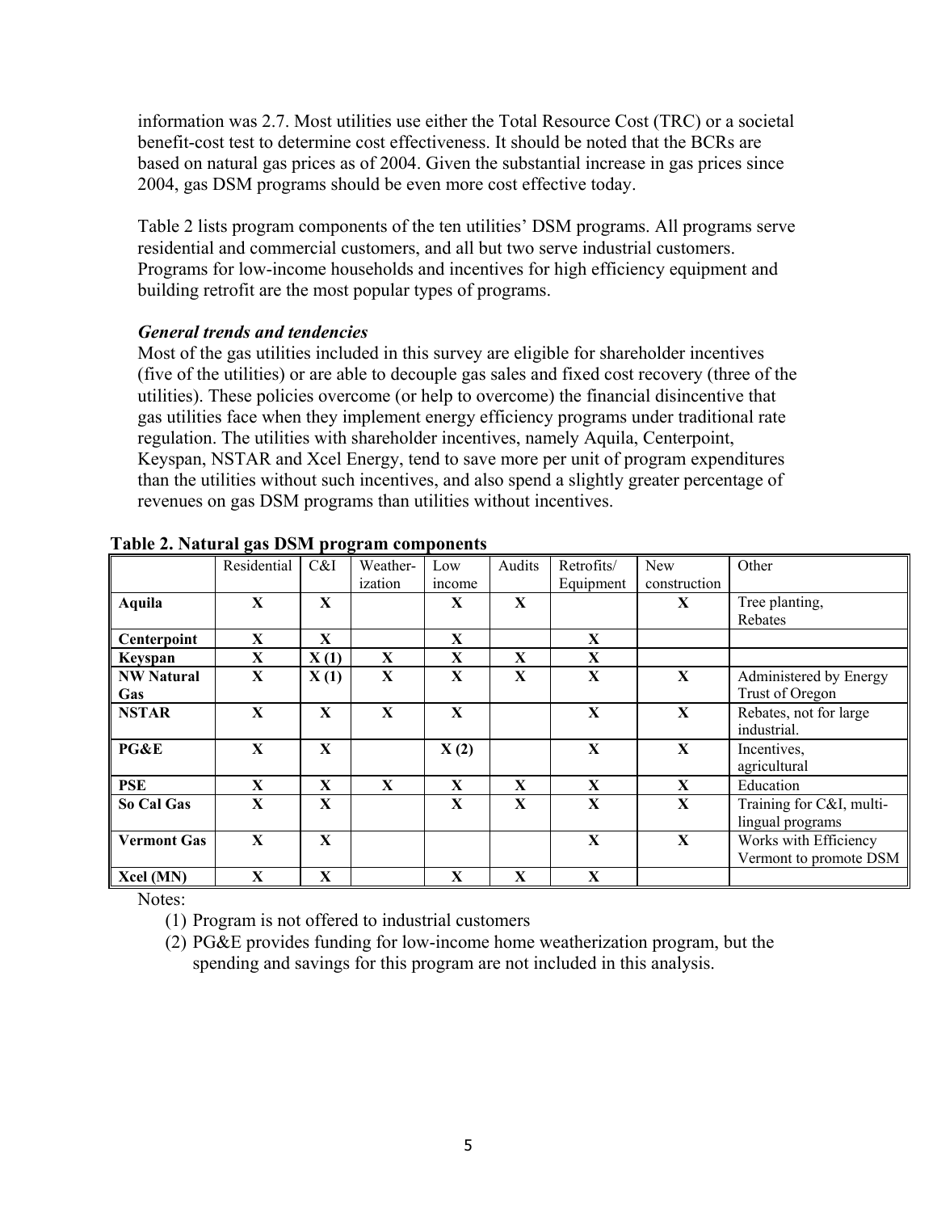information was 2.7. Most utilities use either the Total Resource Cost (TRC) or a societal benefit-cost test to determine cost effectiveness. It should be noted that the BCRs are based on natural gas prices as of 2004. Given the substantial increase in gas prices since 2004, gas DSM programs should be even more cost effective today.

Table 2 lists program components of the ten utilities' DSM programs. All programs serve residential and commercial customers, and all but two serve industrial customers. Programs for low-income households and incentives for high efficiency equipment and building retrofit are the most popular types of programs.

***General trends and tendencies***

Most of the gas utilities included in this survey are eligible for shareholder incentives (five of the utilities) or are able to decouple gas sales and fixed cost recovery (three of the utilities). These policies overcome (or help to overcome) the financial disincentive that gas utilities face when they implement energy efficiency programs under traditional rate regulation. The utilities with shareholder incentives, namely Aquila, Centerpoint, Keyspan, NSTAR and Xcel Energy, tend to save more per unit of program expenditures than the utilities without such incentives, and also spend a slightly greater percentage of revenues on gas DSM programs than utilities without incentives.

**Table 2. Natural gas DSM program components**

| | Residential | C&I | Weather-ization | Low income | Audits | Retrofits/ Equipment | New construction | Other |
|---|---|---|---|---|---|---|---|---|
| **Aquila** | **X** | **X** | | **X** | **X** | | **X** | Tree planting, Rebates |
| **Centerpoint** | **X** | **X** | | **X** | | **X** | | |
| **Keyspan** | **X** | **X (1)** | **X** | **X** | **X** | **X** | | |
| **NW Natural Gas** | **X** | **X (1)** | **X** | **X** | **X** | **X** | **X** | Administered by Energy Trust of Oregon |
| **NSTAR** | **X** | **X** | **X** | **X** | | **X** | **X** | Rebates, not for large industrial. |
| **PG&E** | **X** | **X** | | **X (2)** | | **X** | **X** | Incentives, agricultural |
| **PSE** | **X** | **X** | **X** | **X** | **X** | **X** | **X** | Education |
| **So Cal Gas** | **X** | **X** | | **X** | **X** | **X** | **X** | Training for C&I, multi-lingual programs |
| **Vermont Gas** | **X** | **X** | | | | **X** | **X** | Works with Efficiency Vermont to promote DSM |
| **Xcel (MN)** | **X** | **X** | | **X** | **X** | **X** | | |

Notes:

1. Program is not offered to industrial customers
2. PG&E provides funding for low-income home weatherization program, but the spending and savings for this program are not included in this analysis.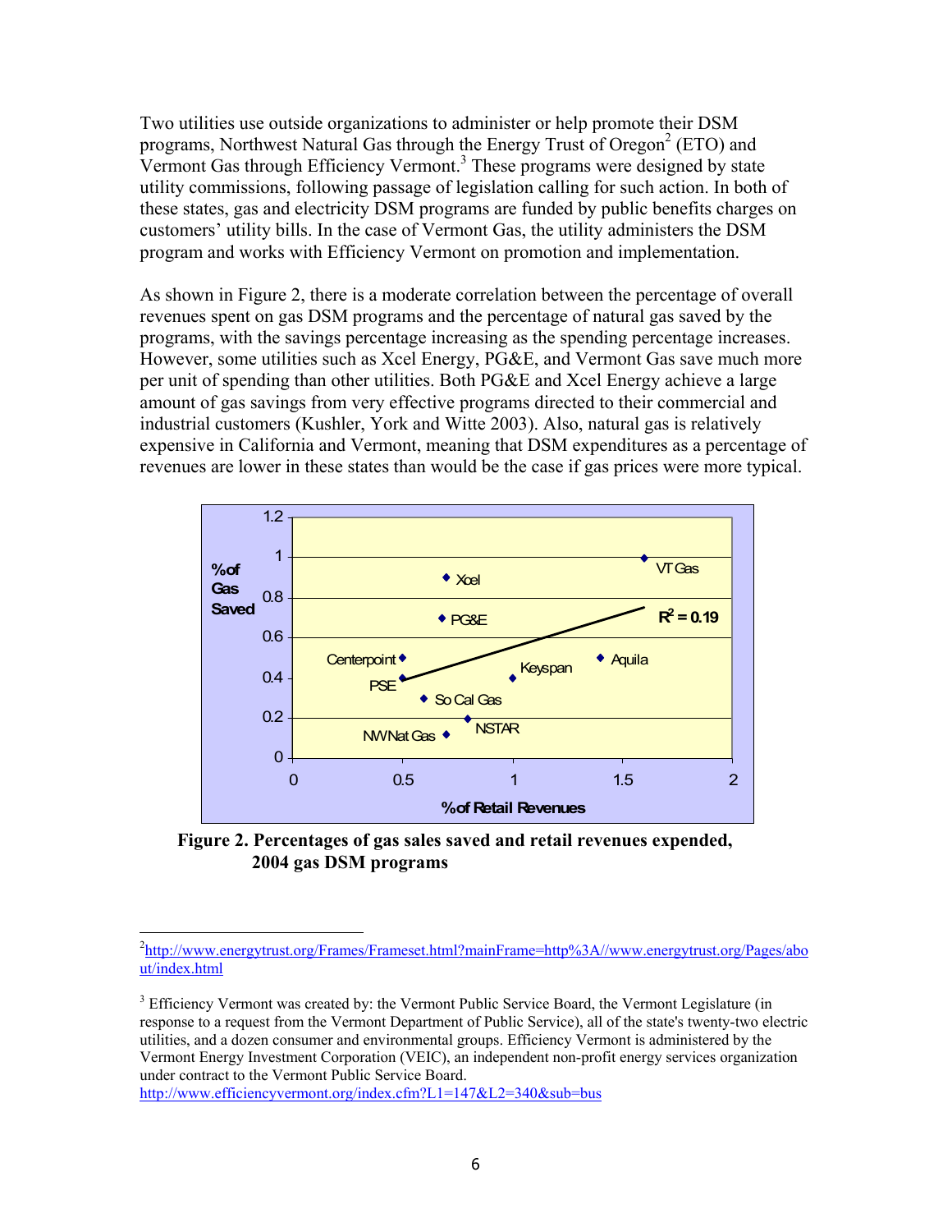Two utilities use outside organizations to administer or help promote their DSM programs, Northwest Natural Gas through the Energy Trust of Oregon[2] (ETO) and Vermont Gas through Efficiency Vermont.[3] These programs were designed by state utility commissions, following passage of legislation calling for such action. In both of these states, gas and electricity DSM programs are funded by public benefits charges on customers' utility bills. In the case of Vermont Gas, the utility administers the DSM program and works with Efficiency Vermont on promotion and implementation.

As shown in Figure 2, there is a moderate correlation between the percentage of overall revenues spent on gas DSM programs and the percentage of natural gas saved by the programs, with the savings percentage increasing as the spending percentage increases. However, some utilities such as Xcel Energy, PG&E, and Vermont Gas save much more per unit of spending than other utilities. Both PG&E and Xcel Energy achieve a large amount of gas savings from very effective programs directed to their commercial and industrial customers (Kushler, York and Witte 2003). Also, natural gas is relatively expensive in California and Vermont, meaning that DSM expenditures as a percentage of revenues are lower in these states than would be the case if gas prices were more typical.

**Figure 2. Percentages of gas sales saved and retail revenues expended, 2004 gas DSM programs**

[2] http://www.energytrust.org/Frames/Frameset.html?mainFrame=http%3A//www.energytrust.org/Pages/about/index.html

[3] Efficiency Vermont was created by: the Vermont Public Service Board, the Vermont Legislature (in response to a request from the Vermont Department of Public Service), all of the state's twenty-two electric utilities, and a dozen consumer and environmental groups. Efficiency Vermont is administered by the Vermont Energy Investment Corporation (VEIC), an independent non-profit energy services organization under contract to the Vermont Public Service Board.
http://www.efficiencyvermont.org/index.cfm?L1=147&L2=340&sub=bus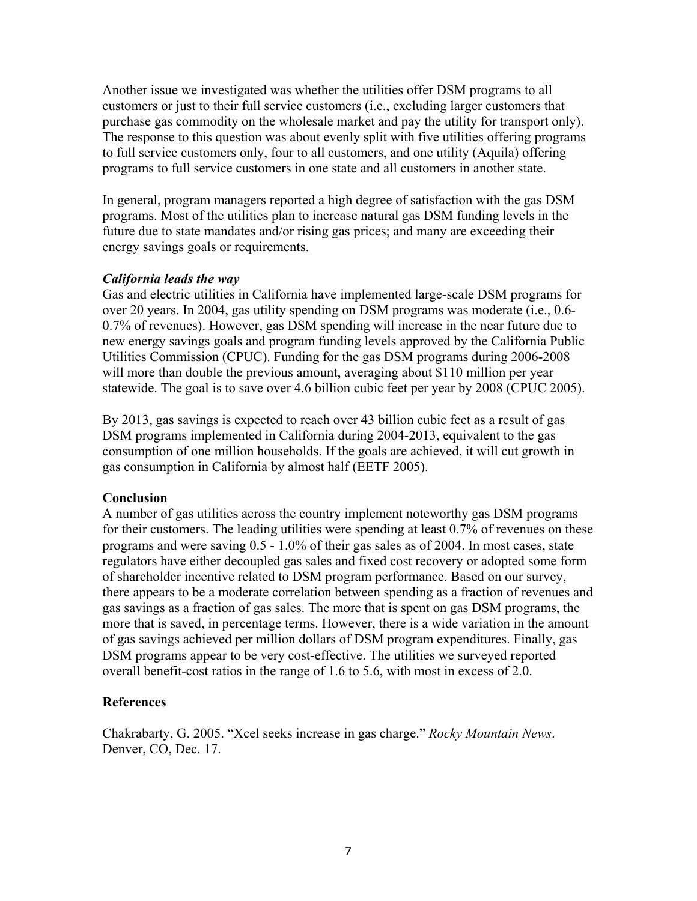Another issue we investigated was whether the utilities offer DSM programs to all customers or just to their full service customers (i.e., excluding larger customers that purchase gas commodity on the wholesale market and pay the utility for transport only). The response to this question was about evenly split with five utilities offering programs to full service customers only, four to all customers, and one utility (Aquila) offering programs to full service customers in one state and all customers in another state.

In general, program managers reported a high degree of satisfaction with the gas DSM programs. Most of the utilities plan to increase natural gas DSM funding levels in the future due to state mandates and/or rising gas prices; and many are exceeding their energy savings goals or requirements.

***California leads the way***

Gas and electric utilities in California have implemented large-scale DSM programs for over 20 years. In 2004, gas utility spending on DSM programs was moderate (i.e., 0.6-0.7% of revenues). However, gas DSM spending will increase in the near future due to new energy savings goals and program funding levels approved by the California Public Utilities Commission (CPUC). Funding for the gas DSM programs during 2006-2008 will more than double the previous amount, averaging about $110 million per year statewide. The goal is to save over 4.6 billion cubic feet per year by 2008 (CPUC 2005).

By 2013, gas savings is expected to reach over 43 billion cubic feet as a result of gas DSM programs implemented in California during 2004-2013, equivalent to the gas consumption of one million households. If the goals are achieved, it will cut growth in gas consumption in California by almost half (EETF 2005).

**Conclusion**

A number of gas utilities across the country implement noteworthy gas DSM programs for their customers. The leading utilities were spending at least 0.7% of revenues on these programs and were saving 0.5 - 1.0% of their gas sales as of 2004. In most cases, state regulators have either decoupled gas sales and fixed cost recovery or adopted some form of shareholder incentive related to DSM program performance. Based on our survey, there appears to be a moderate correlation between spending as a fraction of revenues and gas savings as a fraction of gas sales. The more that is spent on gas DSM programs, the more that is saved, in percentage terms. However, there is a wide variation in the amount of gas savings achieved per million dollars of DSM program expenditures. Finally, gas DSM programs appear to be very cost-effective. The utilities we surveyed reported overall benefit-cost ratios in the range of 1.6 to 5.6, with most in excess of 2.0.

**References**

Chakrabarty, G. 2005. "Xcel seeks increase in gas charge." *Rocky Mountain News*. Denver, CO, Dec. 17.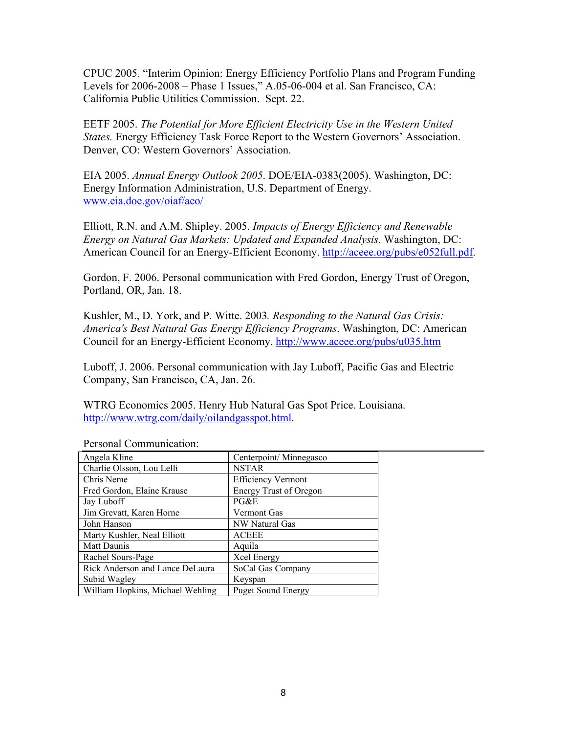CPUC 2005. "Interim Opinion: Energy Efficiency Portfolio Plans and Program Funding Levels for 2006-2008 – Phase 1 Issues," A.05-06-004 et al. San Francisco, CA: California Public Utilities Commission. Sept. 22.

EETF 2005. *The Potential for More Efficient Electricity Use in the Western United States.* Energy Efficiency Task Force Report to the Western Governors' Association. Denver, CO: Western Governors' Association.

EIA 2005. *Annual Energy Outlook 2005*. DOE/EIA-0383(2005). Washington, DC: Energy Information Administration, U.S. Department of Energy. www.eia.doe.gov/oiaf/aeo/

Elliott, R.N. and A.M. Shipley. 2005. *Impacts of Energy Efficiency and Renewable Energy on Natural Gas Markets: Updated and Expanded Analysis*. Washington, DC: American Council for an Energy-Efficient Economy. http://aceee.org/pubs/e052full.pdf.

Gordon, F. 2006. Personal communication with Fred Gordon, Energy Trust of Oregon, Portland, OR, Jan. 18.

Kushler, M., D. York, and P. Witte. 2003. *Responding to the Natural Gas Crisis: America's Best Natural Gas Energy Efficiency Programs*. Washington, DC: American Council for an Energy-Efficient Economy. http://www.aceee.org/pubs/u035.htm

Luboff, J. 2006. Personal communication with Jay Luboff, Pacific Gas and Electric Company, San Francisco, CA, Jan. 26.

WTRG Economics 2005. Henry Hub Natural Gas Spot Price. Louisiana. http://www.wtrg.com/daily/oilandgasspot.html.

Personal Communication:

| | |
|---|---|
| Angela Kline | Centerpoint/ Minnegasco |
| Charlie Olsson, Lou Lelli | NSTAR |
| Chris Neme | Efficiency Vermont |
| Fred Gordon, Elaine Krause | Energy Trust of Oregon |
| Jay Luboff | PG&E |
| Jim Grevatt, Karen Horne | Vermont Gas |
| John Hanson | NW Natural Gas |
| Marty Kushler, Neal Elliott | ACEEE |
| Matt Daunis | Aquila |
| Rachel Sours-Page | Xcel Energy |
| Rick Anderson and Lance DeLaura | SoCal Gas Company |
| Subid Wagley | Keyspan |
| William Hopkins, Michael Wehling | Puget Sound Energy |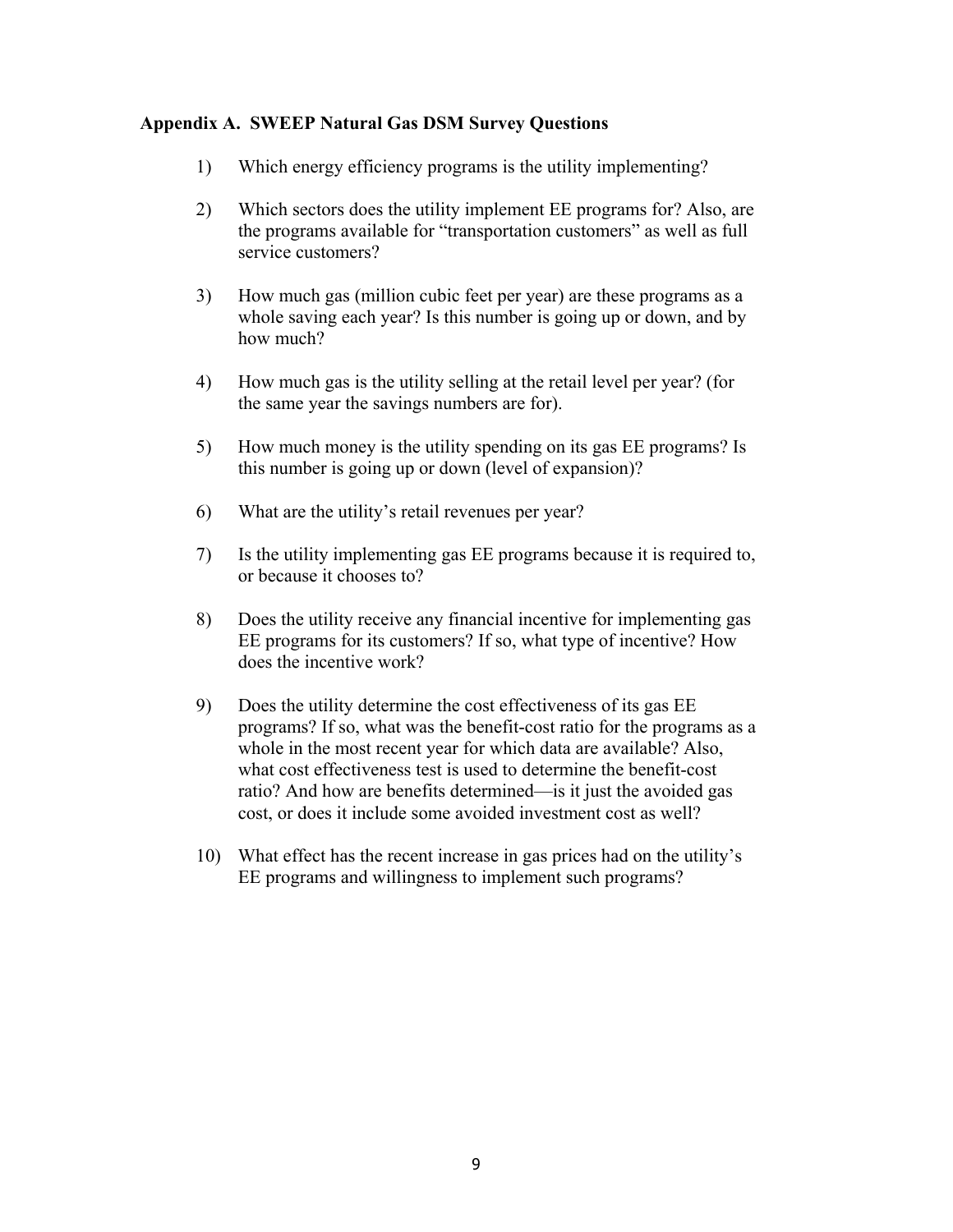### Appendix A. SWEEP Natural Gas DSM Survey Questions

1) Which energy efficiency programs is the utility implementing?

2) Which sectors does the utility implement EE programs for? Also, are the programs available for "transportation customers" as well as full service customers?

3) How much gas (million cubic feet per year) are these programs as a whole saving each year? Is this number is going up or down, and by how much?

4) How much gas is the utility selling at the retail level per year? (for the same year the savings numbers are for).

5) How much money is the utility spending on its gas EE programs? Is this number is going up or down (level of expansion)?

6) What are the utility's retail revenues per year?

7) Is the utility implementing gas EE programs because it is required to, or because it chooses to?

8) Does the utility receive any financial incentive for implementing gas EE programs for its customers? If so, what type of incentive? How does the incentive work?

9) Does the utility determine the cost effectiveness of its gas EE programs? If so, what was the benefit-cost ratio for the programs as a whole in the most recent year for which data are available? Also, what cost effectiveness test is used to determine the benefit-cost ratio? And how are benefits determined—is it just the avoided gas cost, or does it include some avoided investment cost as well?

10) What effect has the recent increase in gas prices had on the utility's EE programs and willingness to implement such programs?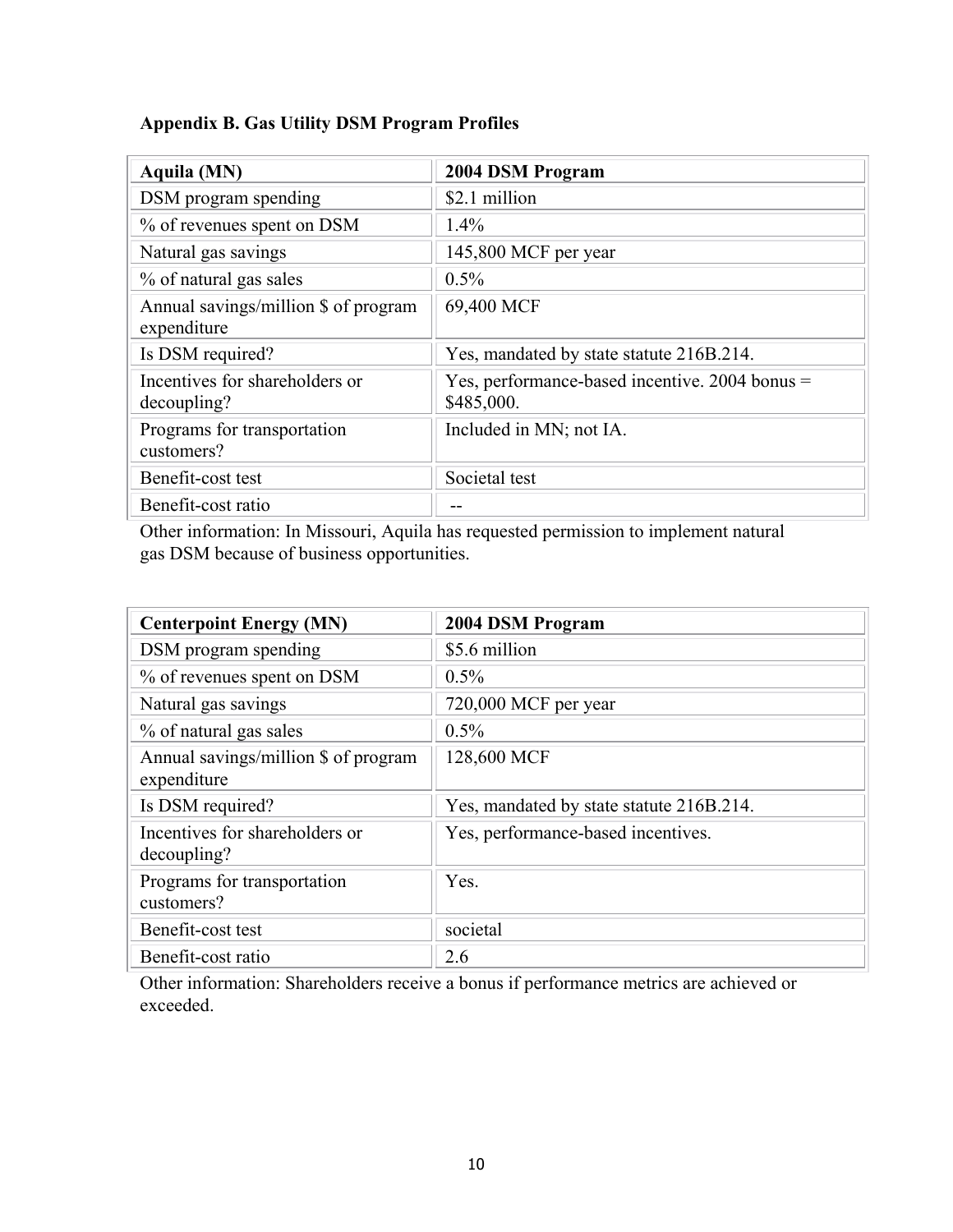**Appendix B. Gas Utility DSM Program Profiles**

| Aquila (MN) | 2004 DSM Program |
| --- | --- |
| DSM program spending | $2.1 million |
| % of revenues spent on DSM | 1.4% |
| Natural gas savings | 145,800 MCF per year |
| % of natural gas sales | 0.5% |
| Annual savings/million $ of program expenditure | 69,400 MCF |
| Is DSM required? | Yes, mandated by state statute 216B.214. |
| Incentives for shareholders or decoupling? | Yes, performance-based incentive. 2004 bonus = $485,000. |
| Programs for transportation customers? | Included in MN; not IA. |
| Benefit-cost test | Societal test |
| Benefit-cost ratio | -- |

Other information: In Missouri, Aquila has requested permission to implement natural gas DSM because of business opportunities.

| Centerpoint Energy (MN) | 2004 DSM Program |
| --- | --- |
| DSM program spending | $5.6 million |
| % of revenues spent on DSM | 0.5% |
| Natural gas savings | 720,000 MCF per year |
| % of natural gas sales | 0.5% |
| Annual savings/million $ of program expenditure | 128,600 MCF |
| Is DSM required? | Yes, mandated by state statute 216B.214. |
| Incentives for shareholders or decoupling? | Yes, performance-based incentives. |
| Programs for transportation customers? | Yes. |
| Benefit-cost test | societal |
| Benefit-cost ratio | 2.6 |

Other information: Shareholders receive a bonus if performance metrics are achieved or exceeded.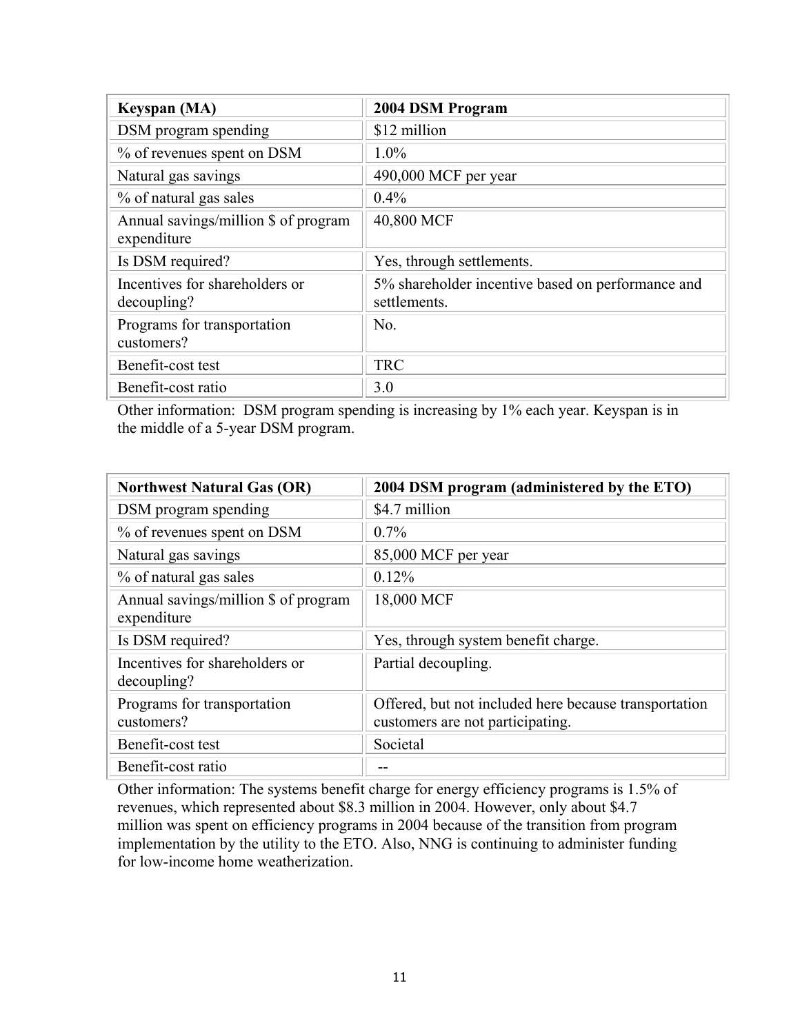| Keyspan (MA) | 2004 DSM Program |
|---|---|
| DSM program spending | $12 million |
| % of revenues spent on DSM | 1.0% |
| Natural gas savings | 490,000 MCF per year |
| % of natural gas sales | 0.4% |
| Annual savings/million $ of program expenditure | 40,800 MCF |
| Is DSM required? | Yes, through settlements. |
| Incentives for shareholders or decoupling? | 5% shareholder incentive based on performance and settlements. |
| Programs for transportation customers? | No. |
| Benefit-cost test | TRC |
| Benefit-cost ratio | 3.0 |

Other information: DSM program spending is increasing by 1% each year. Keyspan is in the middle of a 5-year DSM program.

| Northwest Natural Gas (OR) | 2004 DSM program (administered by the ETO) |
|---|---|
| DSM program spending | $4.7 million |
| % of revenues spent on DSM | 0.7% |
| Natural gas savings | 85,000 MCF per year |
| % of natural gas sales | 0.12% |
| Annual savings/million $ of program expenditure | 18,000 MCF |
| Is DSM required? | Yes, through system benefit charge. |
| Incentives for shareholders or decoupling? | Partial decoupling. |
| Programs for transportation customers? | Offered, but not included here because transportation customers are not participating. |
| Benefit-cost test | Societal |
| Benefit-cost ratio | -- |

Other information: The systems benefit charge for energy efficiency programs is 1.5% of revenues, which represented about $8.3 million in 2004. However, only about $4.7 million was spent on efficiency programs in 2004 because of the transition from program implementation by the utility to the ETO. Also, NNG is continuing to administer funding for low-income home weatherization.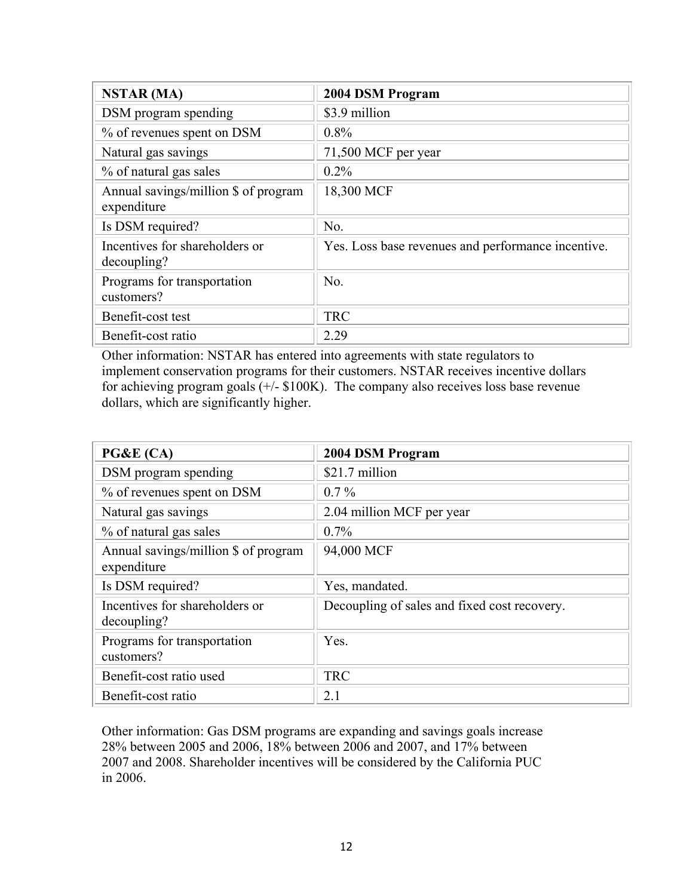| NSTAR (MA) | 2004 DSM Program |
|---|---|
| DSM program spending | $3.9 million |
| % of revenues spent on DSM | 0.8% |
| Natural gas savings | 71,500 MCF per year |
| % of natural gas sales | 0.2% |
| Annual savings/million $ of program expenditure | 18,300 MCF |
| Is DSM required? | No. |
| Incentives for shareholders or decoupling? | Yes. Loss base revenues and performance incentive. |
| Programs for transportation customers? | No. |
| Benefit-cost test | TRC |
| Benefit-cost ratio | 2.29 |

Other information: NSTAR has entered into agreements with state regulators to implement conservation programs for their customers. NSTAR receives incentive dollars for achieving program goals (+/- $100K). The company also receives loss base revenue dollars, which are significantly higher.

| PG&E (CA) | 2004 DSM Program |
|---|---|
| DSM program spending | $21.7 million |
| % of revenues spent on DSM | 0.7 % |
| Natural gas savings | 2.04 million MCF per year |
| % of natural gas sales | 0.7% |
| Annual savings/million $ of program expenditure | 94,000 MCF |
| Is DSM required? | Yes, mandated. |
| Incentives for shareholders or decoupling? | Decoupling of sales and fixed cost recovery. |
| Programs for transportation customers? | Yes. |
| Benefit-cost ratio used | TRC |
| Benefit-cost ratio | 2.1 |

Other information: Gas DSM programs are expanding and savings goals increase 28% between 2005 and 2006, 18% between 2006 and 2007, and 17% between 2007 and 2008. Shareholder incentives will be considered by the California PUC in 2006.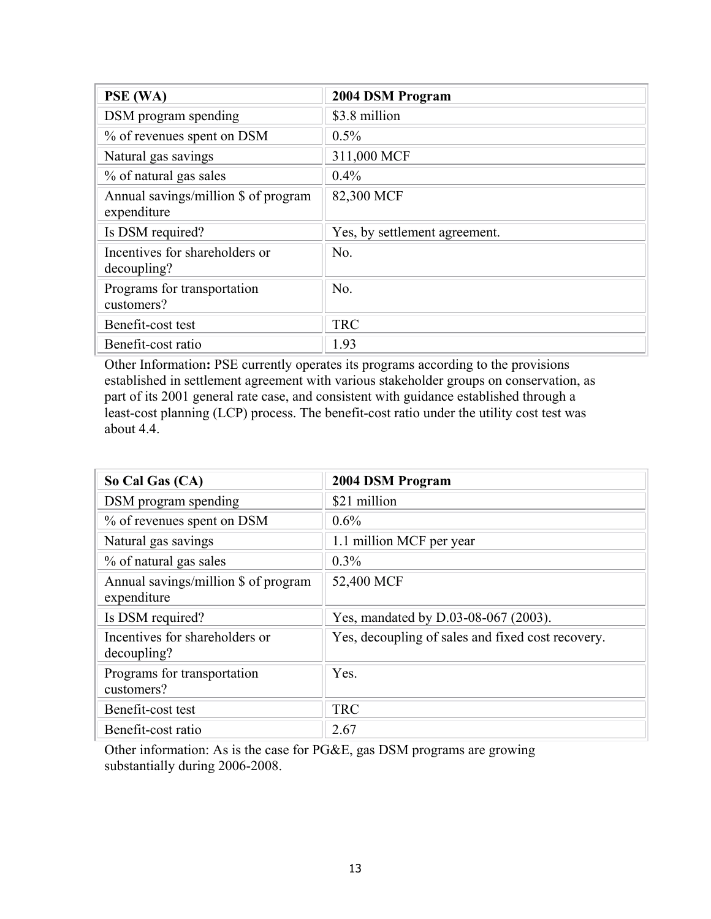| PSE (WA) | 2004 DSM Program |
| --- | --- |
| DSM program spending | $3.8 million |
| % of revenues spent on DSM | 0.5% |
| Natural gas savings | 311,000 MCF |
| % of natural gas sales | 0.4% |
| Annual savings/million $ of program expenditure | 82,300 MCF |
| Is DSM required? | Yes, by settlement agreement. |
| Incentives for shareholders or decoupling? | No. |
| Programs for transportation customers? | No. |
| Benefit-cost test | TRC |
| Benefit-cost ratio | 1.93 |

Other Information**:** PSE currently operates its programs according to the provisions established in settlement agreement with various stakeholder groups on conservation, as part of its 2001 general rate case, and consistent with guidance established through a least-cost planning (LCP) process. The benefit-cost ratio under the utility cost test was about 4.4.

| So Cal Gas (CA) | 2004 DSM Program |
| --- | --- |
| DSM program spending | $21 million |
| % of revenues spent on DSM | 0.6% |
| Natural gas savings | 1.1 million MCF per year |
| % of natural gas sales | 0.3% |
| Annual savings/million $ of program expenditure | 52,400 MCF |
| Is DSM required? | Yes, mandated by D.03-08-067 (2003). |
| Incentives for shareholders or decoupling? | Yes, decoupling of sales and fixed cost recovery. |
| Programs for transportation customers? | Yes. |
| Benefit-cost test | TRC |
| Benefit-cost ratio | 2.67 |

Other information: As is the case for PG&E, gas DSM programs are growing substantially during 2006-2008.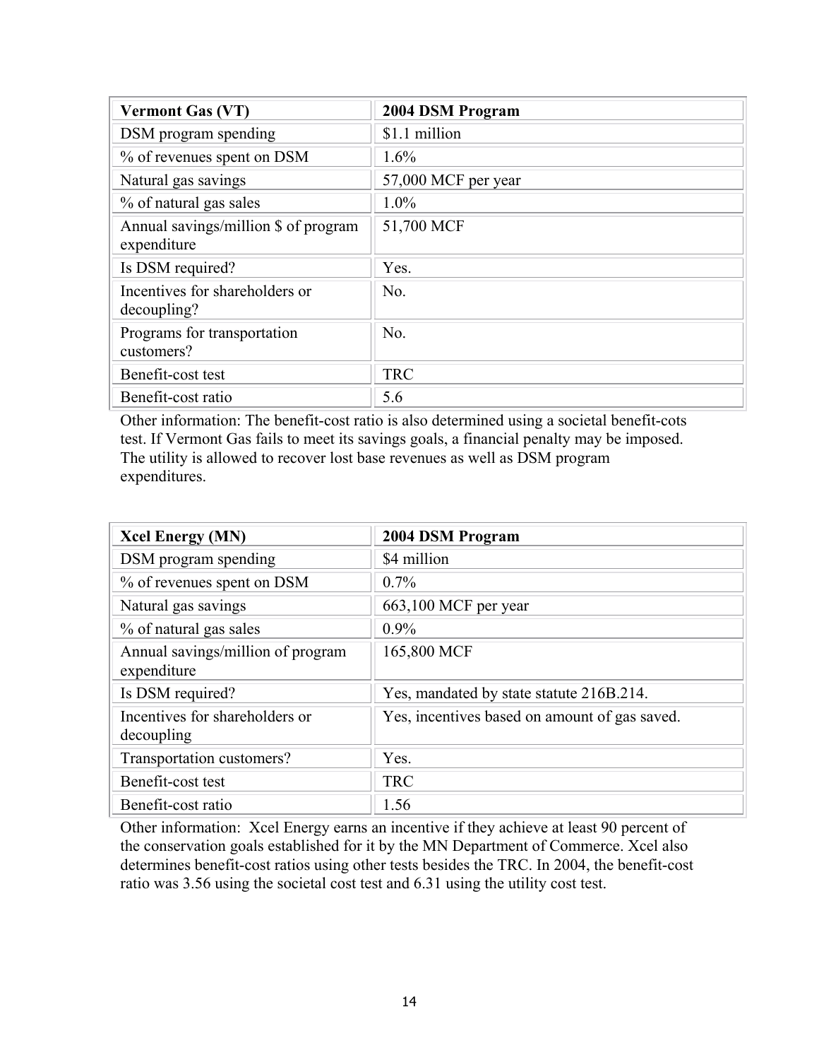| Vermont Gas (VT) | 2004 DSM Program |
|---|---|
| DSM program spending | $1.1 million |
| % of revenues spent on DSM | 1.6% |
| Natural gas savings | 57,000 MCF per year |
| % of natural gas sales | 1.0% |
| Annual savings/million $ of program expenditure | 51,700 MCF |
| Is DSM required? | Yes. |
| Incentives for shareholders or decoupling? | No. |
| Programs for transportation customers? | No. |
| Benefit-cost test | TRC |
| Benefit-cost ratio | 5.6 |

Other information: The benefit-cost ratio is also determined using a societal benefit-cots test. If Vermont Gas fails to meet its savings goals, a financial penalty may be imposed. The utility is allowed to recover lost base revenues as well as DSM program expenditures.

| Xcel Energy (MN) | 2004 DSM Program |
|---|---|
| DSM program spending | $4 million |
| % of revenues spent on DSM | 0.7% |
| Natural gas savings | 663,100 MCF per year |
| % of natural gas sales | 0.9% |
| Annual savings/million of program expenditure | 165,800 MCF |
| Is DSM required? | Yes, mandated by state statute 216B.214. |
| Incentives for shareholders or decoupling | Yes, incentives based on amount of gas saved. |
| Transportation customers? | Yes. |
| Benefit-cost test | TRC |
| Benefit-cost ratio | 1.56 |

Other information: Xcel Energy earns an incentive if they achieve at least 90 percent of the conservation goals established for it by the MN Department of Commerce. Xcel also determines benefit-cost ratios using other tests besides the TRC. In 2004, the benefit-cost ratio was 3.56 using the societal cost test and 6.31 using the utility cost test.